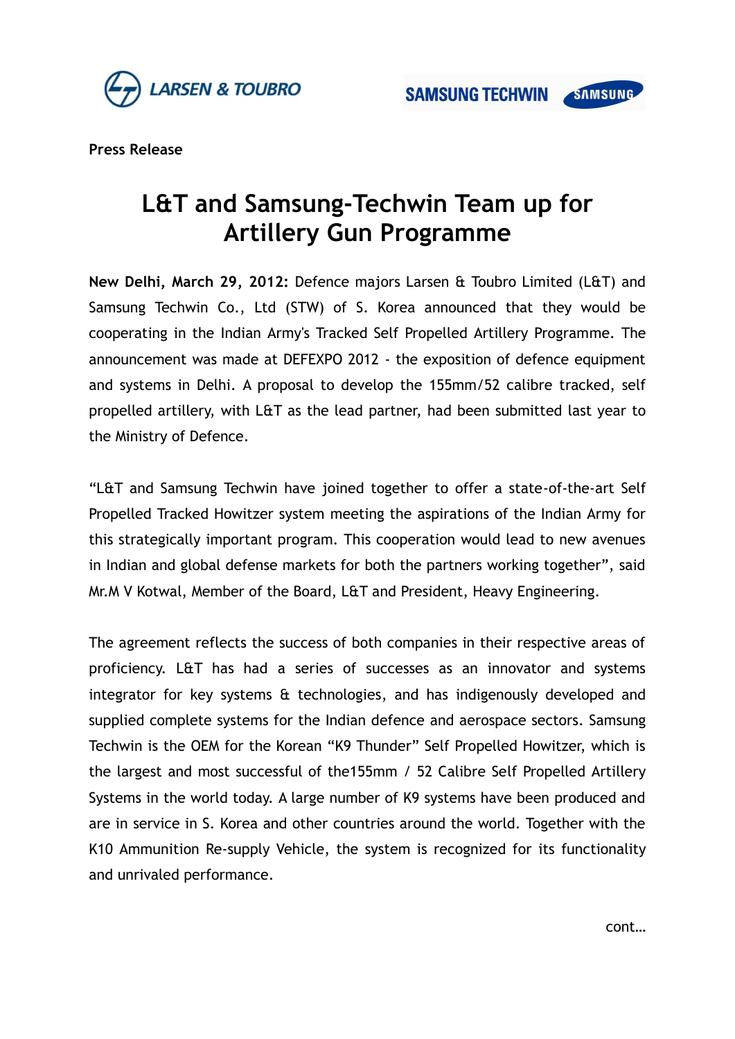LARSEN & TOUBRO

SAMSUNG TECHWIN SAMSUNG

**Press Release**

# L&T and Samsung-Techwin Team up for Artillery Gun Programme

**New Delhi, March 29, 2012:** Defence majors Larsen & Toubro Limited (L&T) and Samsung Techwin Co., Ltd (STW) of S. Korea announced that they would be cooperating in the Indian Army's Tracked Self Propelled Artillery Programme. The announcement was made at DEFEXPO 2012 - the exposition of defence equipment and systems in Delhi. A proposal to develop the 155mm/52 calibre tracked, self propelled artillery, with L&T as the lead partner, had been submitted last year to the Ministry of Defence.

"L&T and Samsung Techwin have joined together to offer a state-of-the-art Self Propelled Tracked Howitzer system meeting the aspirations of the Indian Army for this strategically important program. This cooperation would lead to new avenues in Indian and global defense markets for both the partners working together", said Mr.M V Kotwal, Member of the Board, L&T and President, Heavy Engineering.

The agreement reflects the success of both companies in their respective areas of proficiency. L&T has had a series of successes as an innovator and systems integrator for key systems & technologies, and has indigenously developed and supplied complete systems for the Indian defence and aerospace sectors. Samsung Techwin is the OEM for the Korean "K9 Thunder" Self Propelled Howitzer, which is the largest and most successful of the155mm / 52 Calibre Self Propelled Artillery Systems in the world today. A large number of K9 systems have been produced and are in service in S. Korea and other countries around the world. Together with the K10 Ammunition Re-supply Vehicle, the system is recognized for its functionality and unrivaled performance.

cont...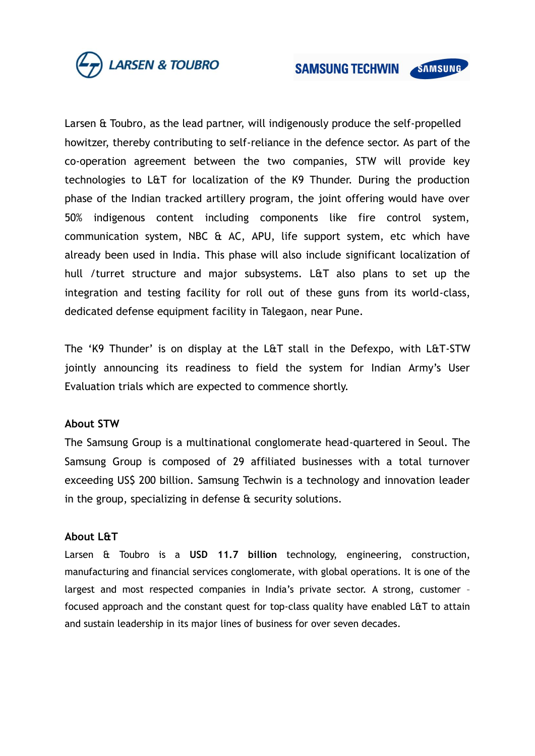Larsen & Toubro, as the lead partner, will indigenously produce the self-propelled howitzer, thereby contributing to self-reliance in the defence sector. As part of the co-operation agreement between the two companies, STW will provide key technologies to L&T for localization of the K9 Thunder. During the production phase of the Indian tracked artillery program, the joint offering would have over 50% indigenous content including components like fire control system, communication system, NBC & AC, APU, life support system, etc which have already been used in India. This phase will also include significant localization of hull /turret structure and major subsystems. L&T also plans to set up the integration and testing facility for roll out of these guns from its world-class, dedicated defense equipment facility in Talegaon, near Pune.

The 'K9 Thunder' is on display at the L&T stall in the Defexpo, with L&T-STW jointly announcing its readiness to field the system for Indian Army's User Evaluation trials which are expected to commence shortly.

**About STW**

The Samsung Group is a multinational conglomerate head-quartered in Seoul. The Samsung Group is composed of 29 affiliated businesses with a total turnover exceeding US$ 200 billion. Samsung Techwin is a technology and innovation leader in the group, specializing in defense & security solutions.

**About L&T**

Larsen & Toubro is a **USD 11.7 billion** technology, engineering, construction, manufacturing and financial services conglomerate, with global operations. It is one of the largest and most respected companies in India's private sector. A strong, customer – focused approach and the constant quest for top-class quality have enabled L&T to attain and sustain leadership in its major lines of business for over seven decades.